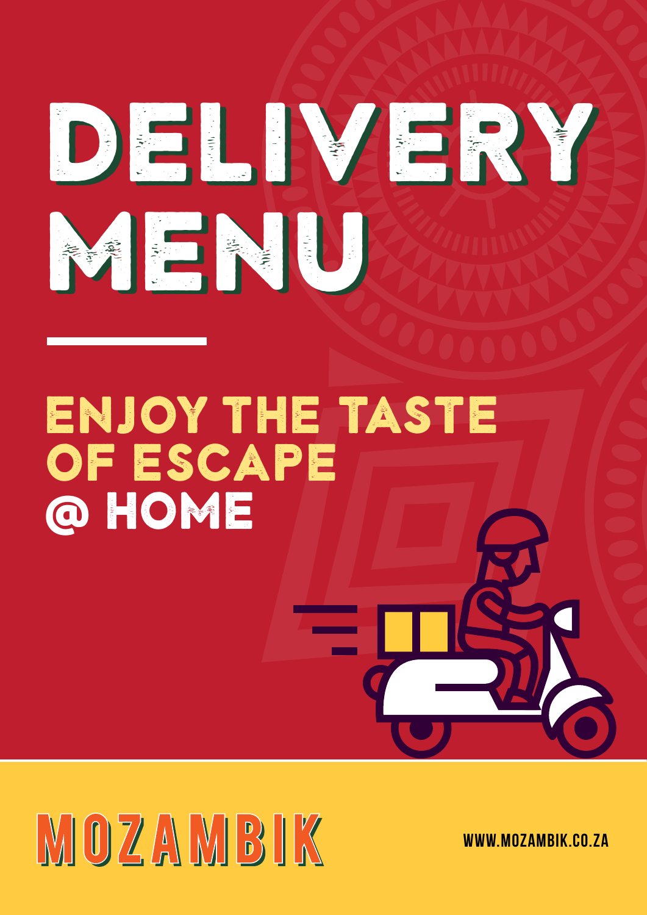# DELIVERY MENU

## ENJOY THE TASTE OF ESCAPE @ HOME

MOZAMBIK

WWW.MOZAMBIK.CO.ZA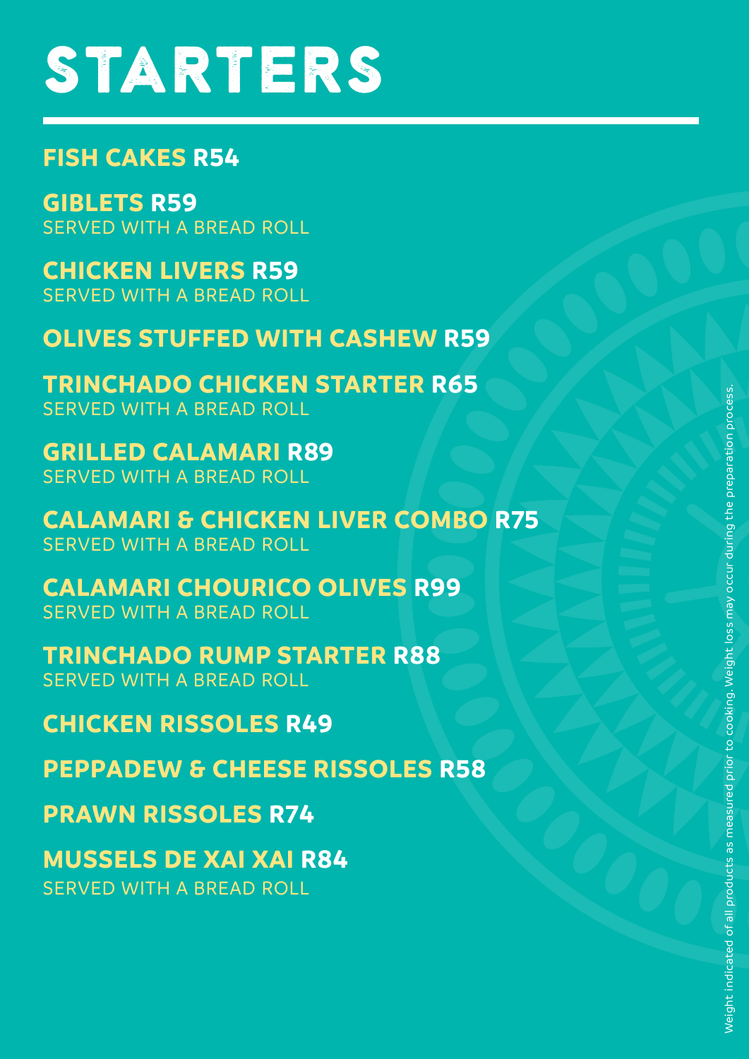# STARTERS

**FISH CAKES R54**

**GIBLETS R59**
SERVED WITH A BREAD ROLL

**CHICKEN LIVERS R59**
SERVED WITH A BREAD ROLL

**OLIVES STUFFED WITH CASHEW R59**

**TRINCHADO CHICKEN STARTER R65**
SERVED WITH A BREAD ROLL

**GRILLED CALAMARI R89**
SERVED WITH A BREAD ROLL

**CALAMARI & CHICKEN LIVER COMBO R75**
SERVED WITH A BREAD ROLL

**CALAMARI CHOURICO OLIVES R99**
SERVED WITH A BREAD ROLL

**TRINCHADO RUMP STARTER R88**
SERVED WITH A BREAD ROLL

**CHICKEN RISSOLES R49**

**PEPPADEW & CHEESE RISSOLES R58**

**PRAWN RISSOLES R74**

**MUSSELS DE XAI XAI R84**
SERVED WITH A BREAD ROLL

Weight indicated of all products as measured prior to cooking. Weight loss may occur during the preparation process.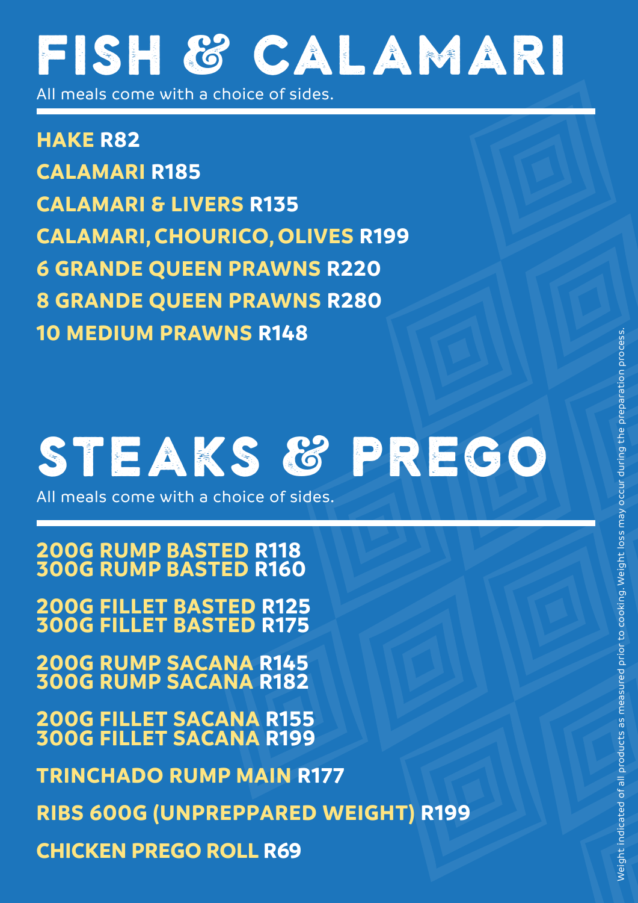# FISH & CALAMARI

All meals come with a choice of sides.

**HAKE R82**

**CALAMARI R185**

**CALAMARI & LIVERS R135**

**CALAMARI, CHOURICO, OLIVES R199**

**6 GRANDE QUEEN PRAWNS R220**

**8 GRANDE QUEEN PRAWNS R280**

**10 MEDIUM PRAWNS R148**

# STEAKS & PREGO

All meals come with a choice of sides.

**200G RUMP BASTED R118**
**300G RUMP BASTED R160**

**200G FILLET BASTED R125**
**300G FILLET BASTED R175**

**200G RUMP SACANA R145**
**300G RUMP SACANA R182**

**200G FILLET SACANA R155**
**300G FILLET SACANA R199**

**TRINCHADO RUMP MAIN R177**

**RIBS 600G (UNPREPPARED WEIGHT) R199**

**CHICKEN PREGO ROLL R69**

Weight indicated of all products as measured prior to cooking. Weight loss may occur during the preparation process.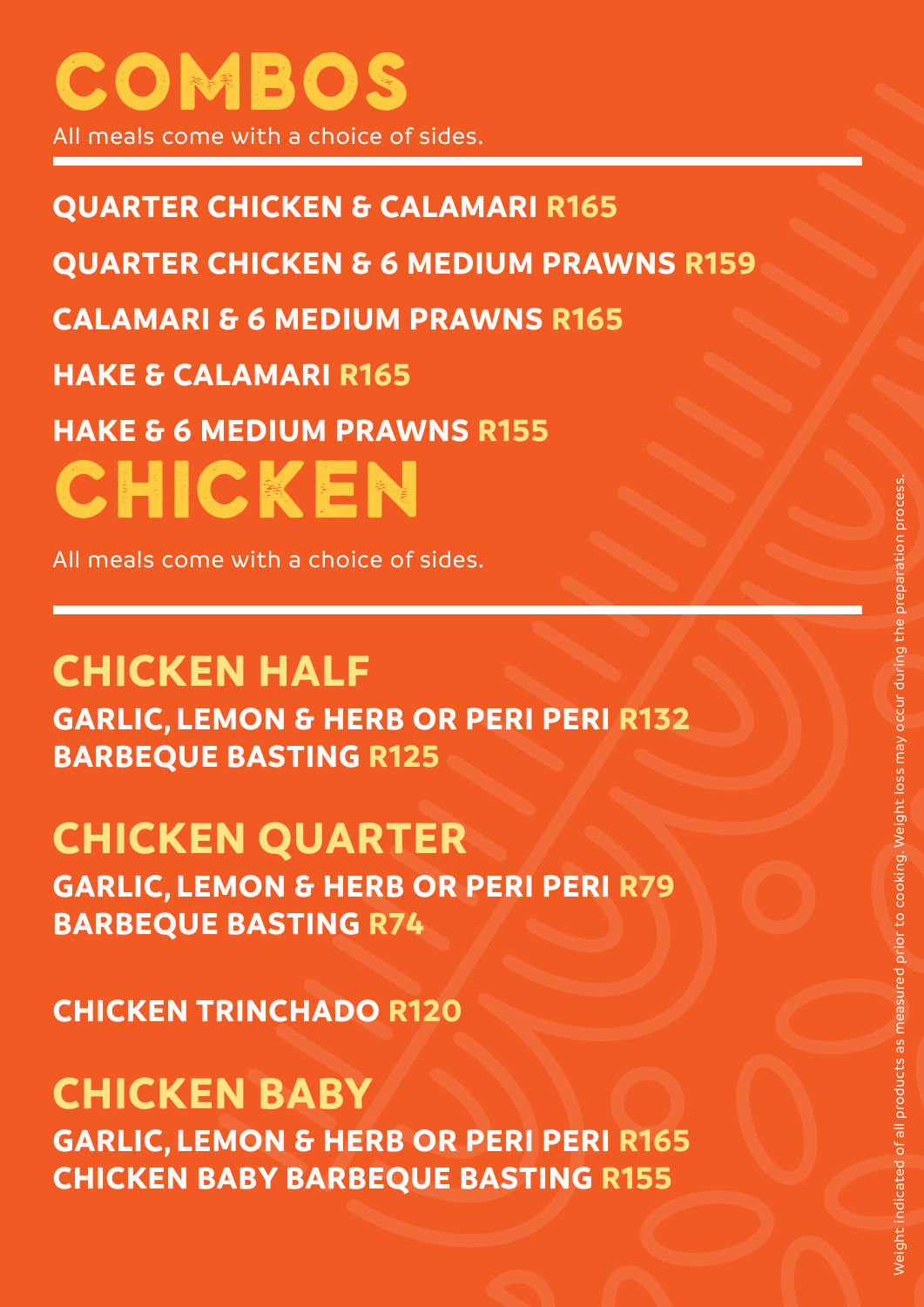# COMBOS

All meals come with a choice of sides.

**QUARTER CHICKEN & CALAMARI R165**

**QUARTER CHICKEN & 6 MEDIUM PRAWNS R159**

**CALAMARI & 6 MEDIUM PRAWNS R165**

**HAKE & CALAMARI R165**

**HAKE & 6 MEDIUM PRAWNS R155**

# CHICKEN

All meals come with a choice of sides.

## CHICKEN HALF

**GARLIC, LEMON & HERB OR PERI PERI R132**
**BARBEQUE BASTING R125**

## CHICKEN QUARTER

**GARLIC, LEMON & HERB OR PERI PERI R79**
**BARBEQUE BASTING R74**

**CHICKEN TRINCHADO R120**

## CHICKEN BABY

**GARLIC, LEMON & HERB OR PERI PERI R165**
**CHICKEN BABY BARBEQUE BASTING R155**

Weight indicated of all products as measured prior to cooking. Weight loss may occur during the preparation process.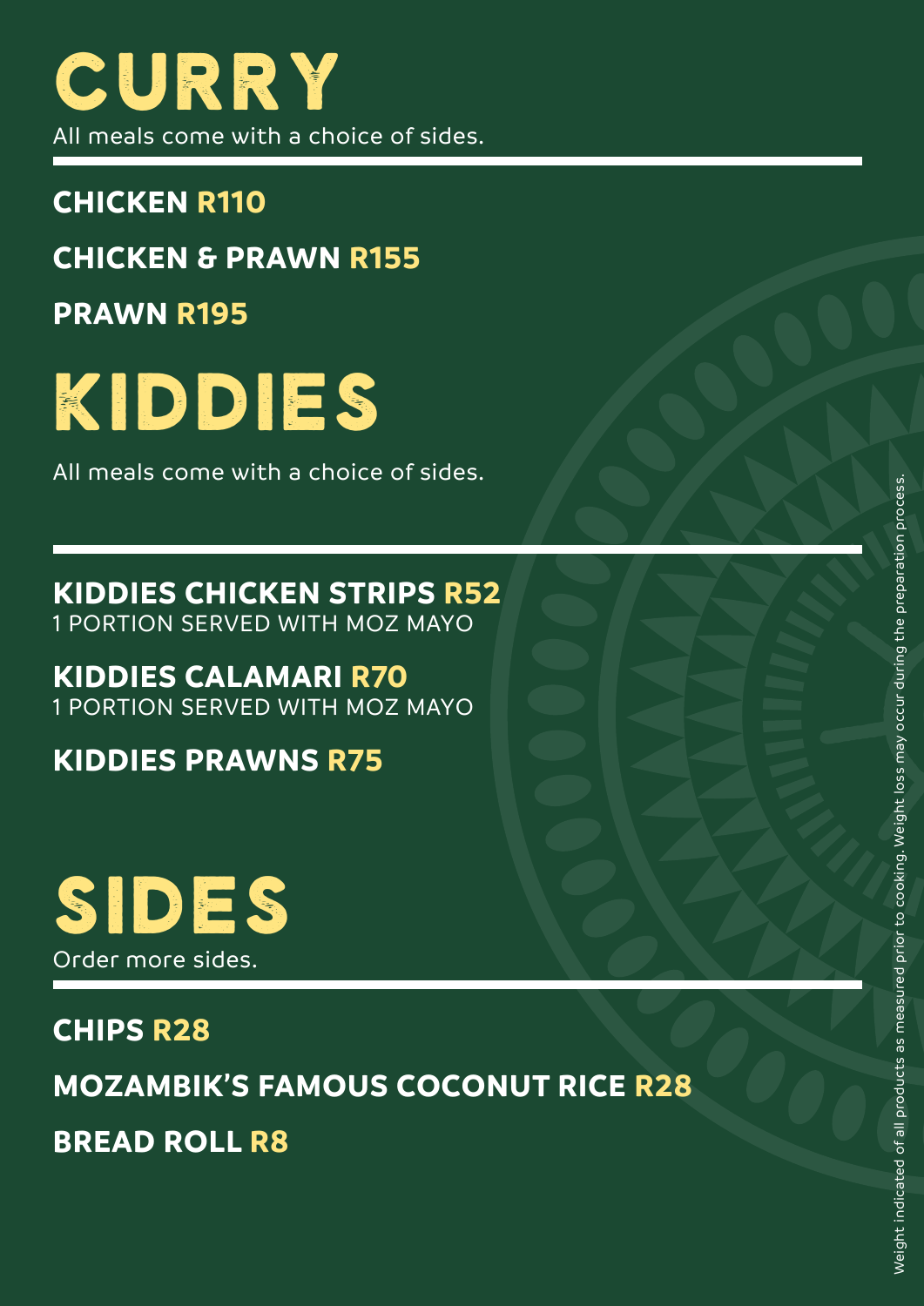# CURRY

All meals come with a choice of sides.

**CHICKEN R110**

**CHICKEN & PRAWN R155**

**PRAWN R195**

# KIDDIES

All meals come with a choice of sides.

**KIDDIES CHICKEN STRIPS R52**
1 PORTION SERVED WITH MOZ MAYO

**KIDDIES CALAMARI R70**
1 PORTION SERVED WITH MOZ MAYO

**KIDDIES PRAWNS R75**

# SIDES

Order more sides.

**CHIPS R28**

**MOZAMBIK'S FAMOUS COCONUT RICE R28**

**BREAD ROLL R8**

Weight indicated of all products as measured prior to cooking. Weight loss may occur during the preparation process.